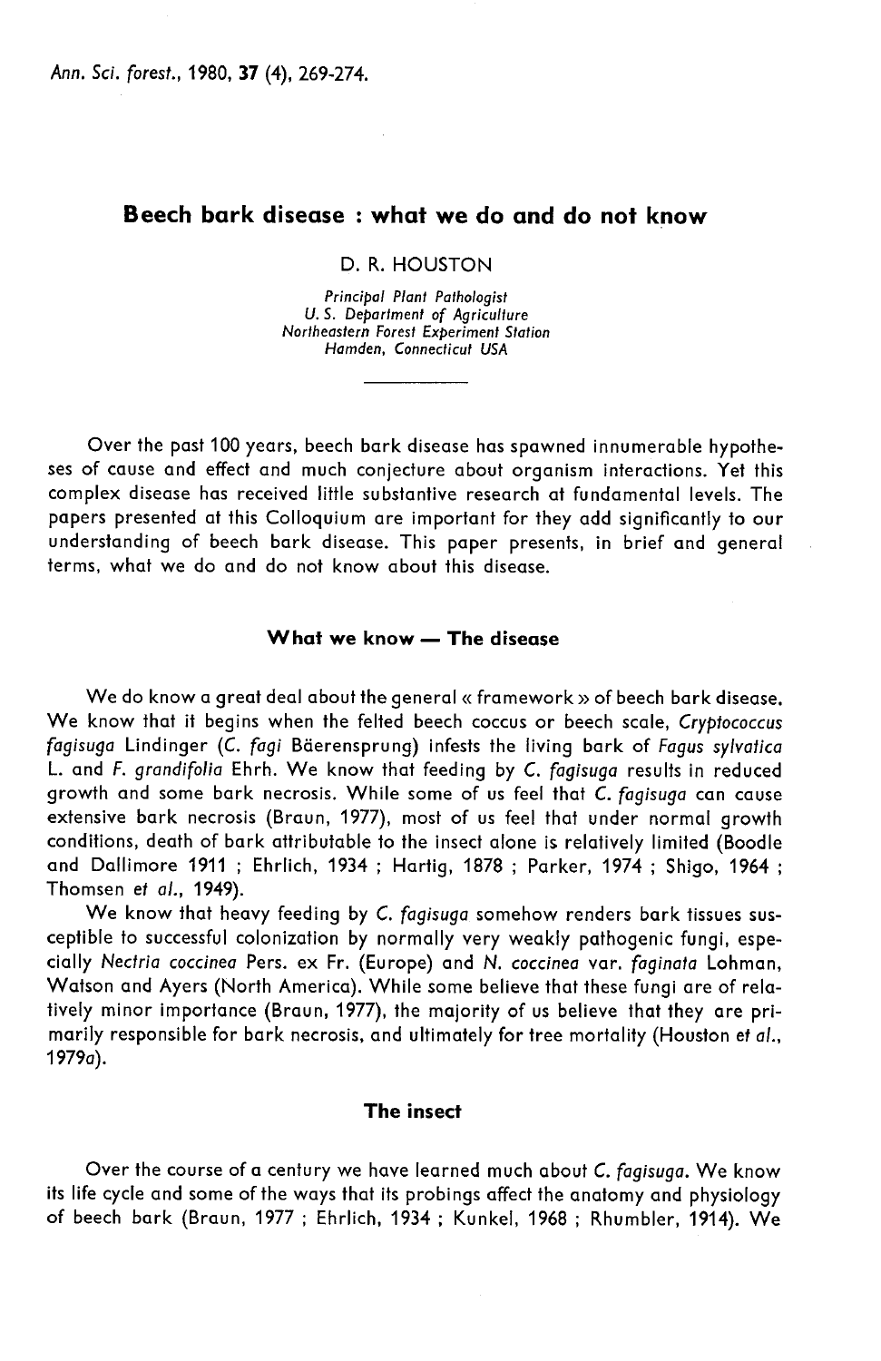# Beech bark disease : what we do and do not know

D. R. HOUSTON

*Principal Plant Pathologist*
*U. S. Department of Agriculture*
*Northeastern Forest Experiment Station*
*Hamden, Connecticut USA*

---

Over the past 100 years, beech bark disease has spawned innumerable hypotheses of cause and effect and much conjecture about organism interactions. Yet this complex disease has received little substantive research at fundamental levels. The papers presented at this Colloquium are important for they add significantly to our understanding of beech bark disease. This paper presents, in brief and general terms, what we do and do not know about this disease.

## What we know — The disease

We do know a great deal about the general « framework » of beech bark disease. We know that it begins when the felted beech coccus or beech scale, *Cryptococcus fagisuga* Lindinger (*C. fagi* Bäerensprung) infests the living bark of *Fagus sylvatica* L. and *F. grandifolia* Ehrh. We know that feeding by *C. fagisuga* results in reduced growth and some bark necrosis. While some of us feel that *C. fagisuga* can cause extensive bark necrosis (Braun, 1977), most of us feel that under normal growth conditions, death of bark attributable to the insect alone is relatively limited (Boodle and Dallimore 1911 ; Ehrlich, 1934 ; Hartig, 1878 ; Parker, 1974 ; Shigo, 1964 ; Thomsen *et al.*, 1949).

We know that heavy feeding by *C. fagisuga* somehow renders bark tissues susceptible to successful colonization by normally very weakly pathogenic fungi, especially *Nectria coccinea* Pers. ex Fr. (Europe) and *N. coccinea* var. *faginata* Lohman, Watson and Ayers (North America). While some believe that these fungi are of relatively minor importance (Braun, 1977), the majority of us believe that they are primarily responsible for bark necrosis, and ultimately for tree mortality (Houston *et al.*, 1979*a*).

## The insect

Over the course of a century we have learned much about *C. fagisuga*. We know its life cycle and some of the ways that its probings affect the anatomy and physiology of beech bark (Braun, 1977 ; Ehrlich, 1934 ; Kunkel, 1968 ; Rhumbler, 1914). We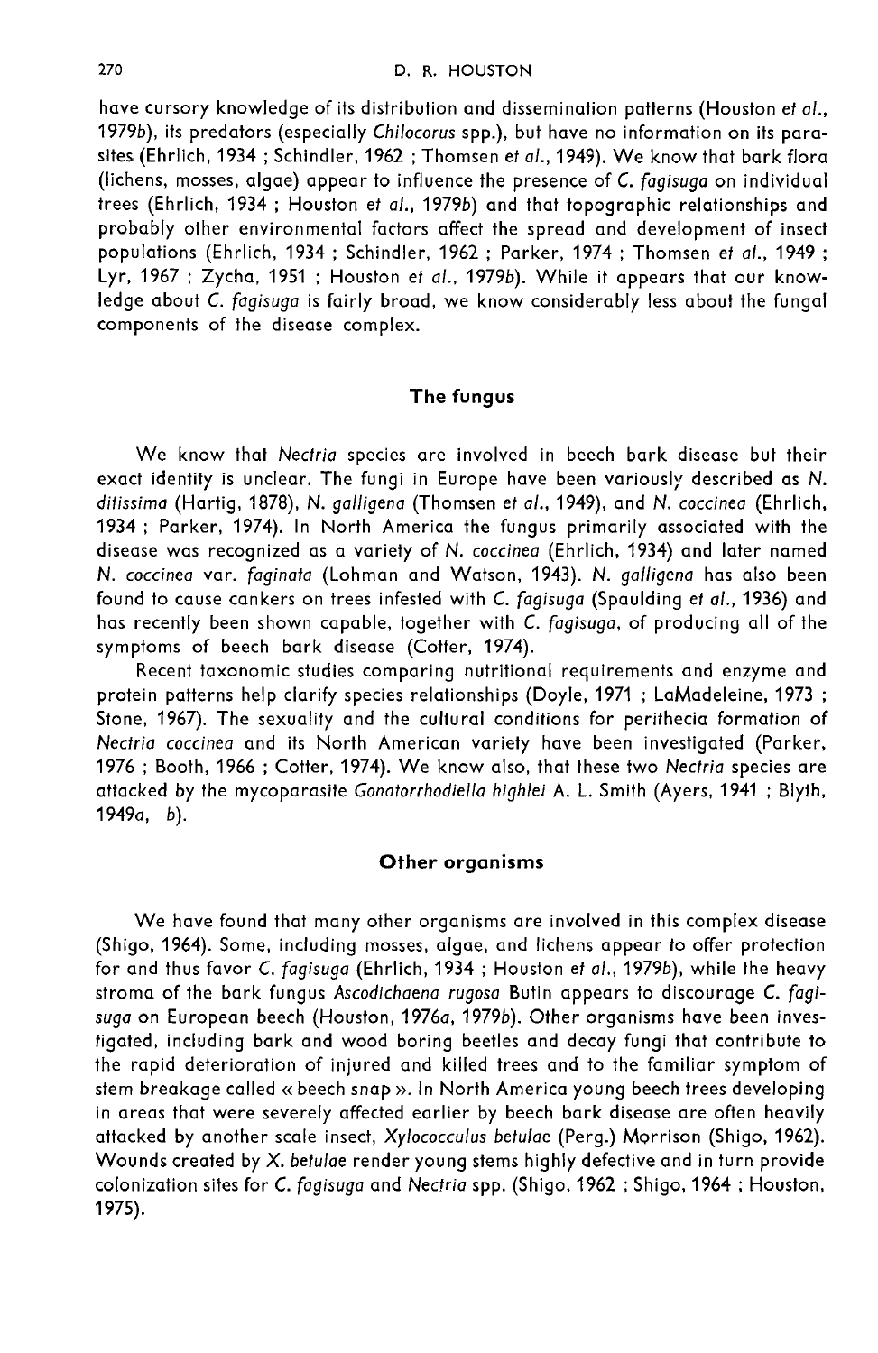have cursory knowledge of its distribution and dissemination patterns (Houston *et al.*, 1979*b*), its predators (especially *Chilocorus* spp.), but have no information on its parasites (Ehrlich, 1934 ; Schindler, 1962 ; Thomsen *et al.*, 1949). We know that bark flora (lichens, mosses, algae) appear to influence the presence of *C. fagisuga* on individual trees (Ehrlich, 1934 ; Houston *et al.*, 1979*b*) and that topographic relationships and probably other environmental factors affect the spread and development of insect populations (Ehrlich, 1934 ; Schindler, 1962 ; Parker, 1974 ; Thomsen *et al.*, 1949 ; Lyr, 1967 ; Zycha, 1951 ; Houston *et al.*, 1979*b*). While it appears that our knowledge about *C. fagisuga* is fairly broad, we know considerably less about the fungal components of the disease complex.

## The fungus

We know that *Nectria* species are involved in beech bark disease but their exact identity is unclear. The fungi in Europe have been variously described as *N. ditissima* (Hartig, 1878), *N. galligena* (Thomsen *et al.*, 1949), and *N. coccinea* (Ehrlich, 1934 ; Parker, 1974). In North America the fungus primarily associated with the disease was recognized as a variety of *N. coccinea* (Ehrlich, 1934) and later named *N. coccinea* var. *faginata* (Lohman and Watson, 1943). *N. galligena* has also been found to cause cankers on trees infested with *C. fagisuga* (Spaulding *et al.*, 1936) and has recently been shown capable, together with *C. fagisuga*, of producing all of the symptoms of beech bark disease (Cotter, 1974).

Recent taxonomic studies comparing nutritional requirements and enzyme and protein patterns help clarify species relationships (Doyle, 1971 ; LaMadeleine, 1973 ; Stone, 1967). The sexuality and the cultural conditions for perithecia formation of *Nectria coccinea* and its North American variety have been investigated (Parker, 1976 ; Booth, 1966 ; Cotter, 1974). We know also, that these two *Nectria* species are attacked by the mycoparasite *Gonatorrhodiella highlei* A. L. Smith (Ayers, 1941 ; Blyth, 1949*a*, *b*).

## Other organisms

We have found that many other organisms are involved in this complex disease (Shigo, 1964). Some, including mosses, algae, and lichens appear to offer protection for and thus favor *C. fagisuga* (Ehrlich, 1934 ; Houston *et al.*, 1979*b*), while the heavy stroma of the bark fungus *Ascodichaena rugosa* Butin appears to discourage *C. fagisuga* on European beech (Houston, 1976*a*, 1979*b*). Other organisms have been investigated, including bark and wood boring beetles and decay fungi that contribute to the rapid deterioration of injured and killed trees and to the familiar symptom of stem breakage called « beech snap ». In North America young beech trees developing in areas that were severely affected earlier by beech bark disease are often heavily attacked by another scale insect, *Xylococculus betulae* (Perg.) Morrison (Shigo, 1962). Wounds created by *X. betulae* render young stems highly defective and in turn provide colonization sites for *C. fagisuga* and *Nectria* spp. (Shigo, 1962 ; Shigo, 1964 ; Houston, 1975).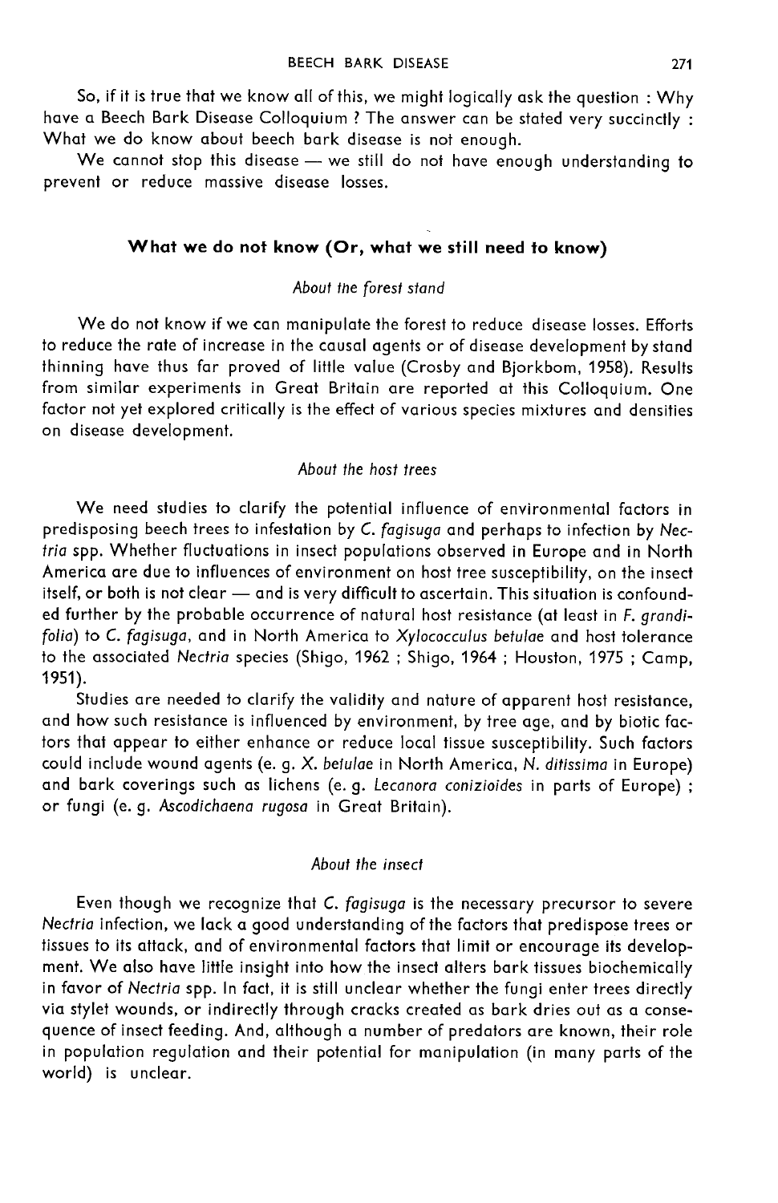So, if it is true that we know all of this, we might logically ask the question : Why have a Beech Bark Disease Colloquium ? The answer can be stated very succinctly : What we do know about beech bark disease is not enough.

We cannot stop this disease — we still do not have enough understanding to prevent or reduce massive disease losses.

## What we do not know (Or, what we still need to know)

### *About the forest stand*

We do not know if we can manipulate the forest to reduce disease losses. Efforts to reduce the rate of increase in the causal agents or of disease development by stand thinning have thus far proved of little value (Crosby and Bjorkbom, 1958). Results from similar experiments in Great Britain are reported at this Colloquium. One factor not yet explored critically is the effect of various species mixtures and densities on disease development.

### *About the host trees*

We need studies to clarify the potential influence of environmental factors in predisposing beech trees to infestation by *C. fagisuga* and perhaps to infection by *Nectria* spp. Whether fluctuations in insect populations observed in Europe and in North America are due to influences of environment on host tree susceptibility, on the insect itself, or both is not clear — and is very difficult to ascertain. This situation is confounded further by the probable occurrence of natural host resistance (at least in *F. grandifolia*) to *C. fagisuga*, and in North America to *Xylococculus betulae* and host tolerance to the associated *Nectria* species (Shigo, 1962 ; Shigo, 1964 ; Houston, 1975 ; Camp, 1951).

Studies are needed to clarify the validity and nature of apparent host resistance, and how such resistance is influenced by environment, by tree age, and by biotic factors that appear to either enhance or reduce local tissue susceptibility. Such factors could include wound agents (e. g. *X. betulae* in North America, *N. ditissima* in Europe) and bark coverings such as lichens (e. g. *Lecanora conizioides* in parts of Europe) ; or fungi (e. g. *Ascodichaena rugosa* in Great Britain).

### *About the insect*

Even though we recognize that *C. fagisuga* is the necessary precursor to severe *Nectria* infection, we lack a good understanding of the factors that predispose trees or tissues to its attack, and of environmental factors that limit or encourage its development. We also have little insight into how the insect alters bark tissues biochemically in favor of *Nectria* spp. In fact, it is still unclear whether the fungi enter trees directly via stylet wounds, or indirectly through cracks created as bark dries out as a consequence of insect feeding. And, although a number of predators are known, their role in population regulation and their potential for manipulation (in many parts of the world) is unclear.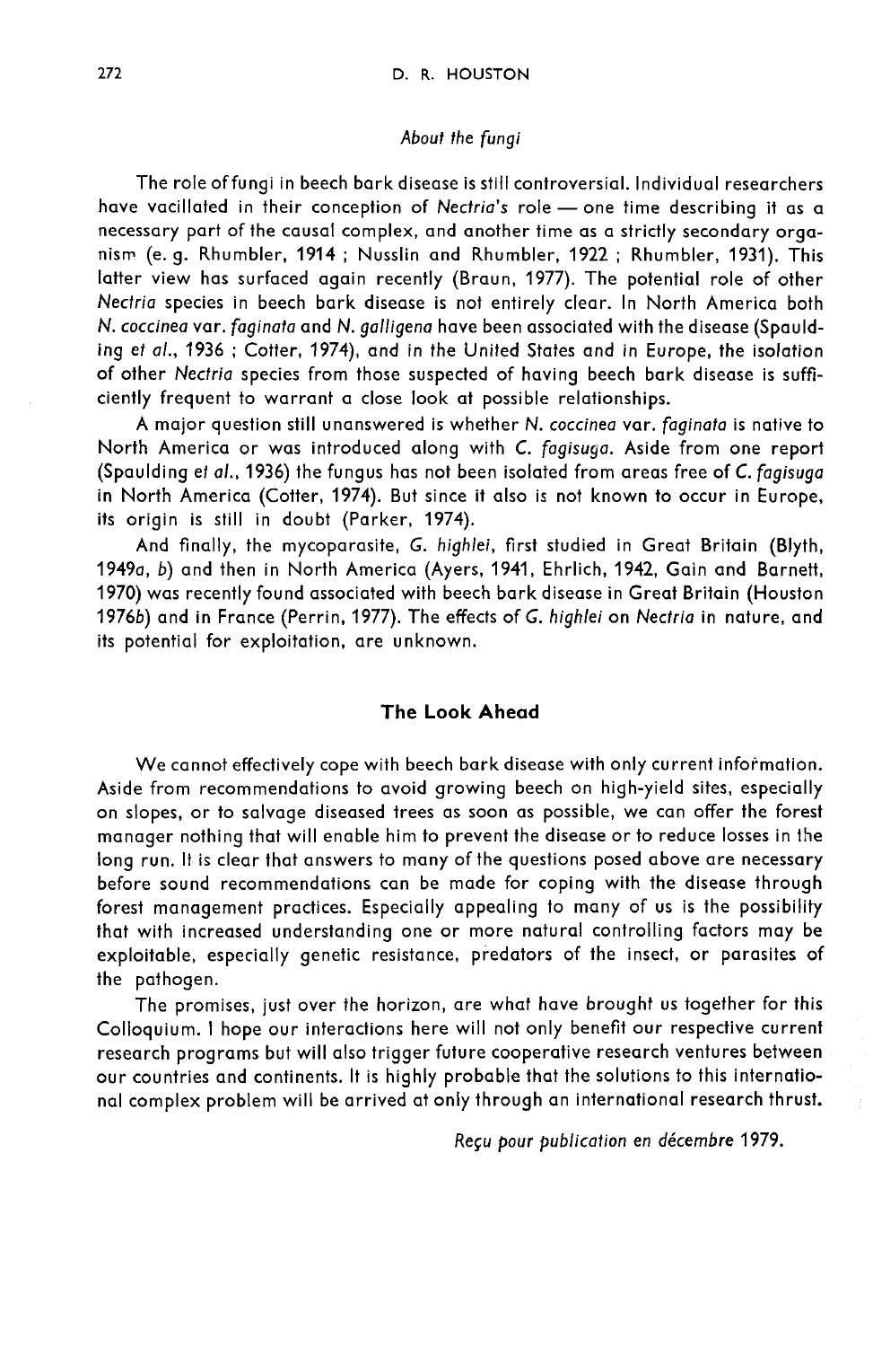*About the fungi*

The role of fungi in beech bark disease is still controversial. Individual researchers have vacillated in their conception of *Nectria's* role — one time describing it as a necessary part of the causal complex, and another time as a strictly secondary organism (e. g. Rhumbler, 1914 ; Nusslin and Rhumbler, 1922 ; Rhumbler, 1931). This latter view has surfaced again recently (Braun, 1977). The potential role of other *Nectria* species in beech bark disease is not entirely clear. In North America both *N. coccinea* var. *faginata* and *N. galligena* have been associated with the disease (Spaulding *et al.*, 1936 ; Cotter, 1974), and in the United States and in Europe, the isolation of other *Nectria* species from those suspected of having beech bark disease is sufficiently frequent to warrant a close look at possible relationships.

A major question still unanswered is whether *N. coccinea* var. *faginata* is native to North America or was introduced along with *C. fagisuga*. Aside from one report (Spaulding *et al.*, 1936) the fungus has not been isolated from areas free of *C. fagisuga* in North America (Cotter, 1974). But since it also is not known to occur in Europe, its origin is still in doubt (Parker, 1974).

And finally, the mycoparasite, *G. highlei*, first studied in Great Britain (Blyth, 1949*a*, *b*) and then in North America (Ayers, 1941, Ehrlich, 1942, Gain and Barnett, 1970) was recently found associated with beech bark disease in Great Britain (Houston 1976*b*) and in France (Perrin, 1977). The effects of *G. highlei* on *Nectria* in nature, and its potential for exploitation, are unknown.

## The Look Ahead

We cannot effectively cope with beech bark disease with only current information. Aside from recommendations to avoid growing beech on high-yield sites, especially on slopes, or to salvage diseased trees as soon as possible, we can offer the forest manager nothing that will enable him to prevent the disease or to reduce losses in the long run. It is clear that answers to many of the questions posed above are necessary before sound recommendations can be made for coping with the disease through forest management practices. Especially appealing to many of us is the possibility that with increased understanding one or more natural controlling factors may be exploitable, especially genetic resistance, predators of the insect, or parasites of the pathogen.

The promises, just over the horizon, are what have brought us together for this Colloquium. I hope our interactions here will not only benefit our respective current research programs but will also trigger future cooperative research ventures between our countries and continents. It is highly probable that the solutions to this international complex problem will be arrived at only through an international research thrust.

*Reçu pour publication en décembre 1979.*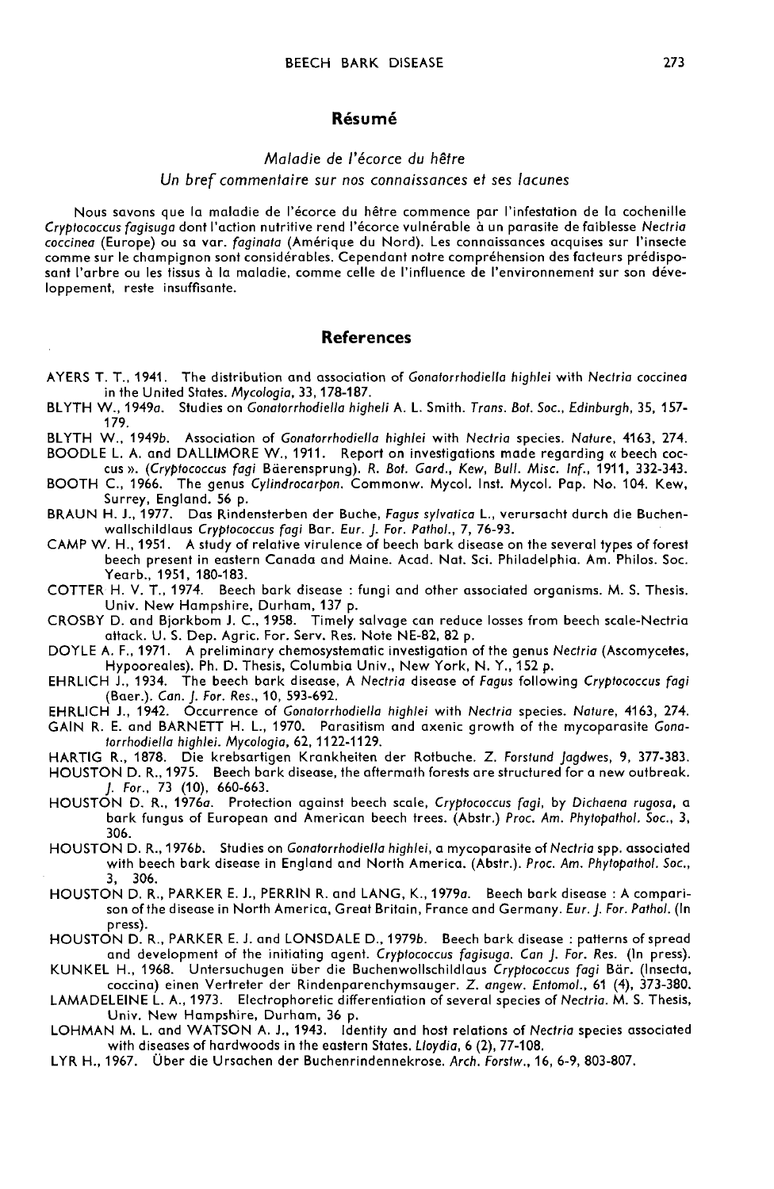## Résumé

*Maladie de l'écorce du hêtre*

*Un bref commentaire sur nos connaissances et ses lacunes*

Nous savons que la maladie de l'écorce du hêtre commence par l'infestation de la cochenille *Cryptococcus fagisuga* dont l'action nutritive rend l'écorce vulnérable à un parasite de faiblesse *Nectria coccinea* (Europe) ou sa var. *faginata* (Amérique du Nord). Les connaissances acquises sur l'insecte comme sur le champignon sont considérables. Cependant notre compréhension des facteurs prédisposant l'arbre ou les tissus à la maladie, comme celle de l'influence de l'environnement sur son développement, reste insuffisante.

## References

AYERS T. T., 1941. The distribution and association of *Gonatorrhodiella highlei* with *Nectria coccinea* in the United States. *Mycologia*, 33, 178-187.

BLYTH W., 1949*a*. Studies on *Gonatorrhodiella higheli* A. L. Smith. *Trans. Bot. Soc., Edinburgh*, 35, 157-179.

BLYTH W., 1949*b*. Association of *Gonatorrhodiella highlei* with *Nectria* species. *Nature*, 4163, 274.

BOODLE L. A. and DALLIMORE W., 1911. Report on investigations made regarding « beech coccus ». (*Cryptococcus fagi* Bäerensprung). *R. Bot. Gard., Kew, Bull. Misc. Inf.*, 1911, 332-343.

BOOTH C., 1966. The genus *Cylindrocarpon*. Commonw. Mycol. Inst. Mycol. Pap. No. 104. Kew, Surrey, England. 56 p.

BRAUN H. J., 1977. Das Rindensterben der Buche, *Fagus sylvatica* L., verursacht durch die Buchenwallschildlaus *Cryptococcus fagi* Bar. *Eur. J. For. Pathol.*, 7, 76-93.

CAMP W. H., 1951. A study of relative virulence of beech bark disease on the several types of forest beech present in eastern Canada and Maine. Acad. Nat. Sci. Philadelphia. Am. Philos. Soc. Yearb., 1951, 180-183.

COTTER H. V. T., 1974. Beech bark disease : fungi and other associated organisms. M. S. Thesis. Univ. New Hampshire, Durham, 137 p.

CROSBY D. and Bjorkbom J. C., 1958. Timely salvage can reduce losses from beech scale-Nectria attack. U. S. Dep. Agric. For. Serv. Res. Note NE-82, 82 p.

DOYLE A. F., 1971. A preliminary chemosystematic investigation of the genus *Nectria* (Ascomycetes, Hypooreales). Ph. D. Thesis, Columbia Univ., New York, N. Y., 152 p.

EHRLICH J., 1934. The beech bark disease, A *Nectria* disease of *Fagus* following *Cryptococcus fagi* (Baer.). *Can. J. For. Res.*, 10, 593-692.

EHRLICH J., 1942. Occurrence of *Gonatorrhodiella highlei* with *Nectria* species. *Nature*, 4163, 274.

GAIN R. E. and BARNETT H. L., 1970. Parasitism and axenic growth of the mycoparasite *Gonatorrhodiella highlei*. *Mycologia*, 62, 1122-1129.

HARTIG R., 1878. Die krebsartigen Krankheiten der Rotbuche. *Z. Forstund Jagdwes*, 9, 377-383.

HOUSTON D. R., 1975. Beech bark disease, the aftermath forests are structured for a new outbreak. *J. For.*, 73 (10), 660-663.

HOUSTON D. R., 1976*a*. Protection against beech scale, *Cryptococcus fagi*, by *Dichaena rugosa*, a bark fungus of European and American beech trees. (Abstr.) *Proc. Am. Phytopathol. Soc.*, 3, 306.

HOUSTON D. R., 1976*b*. Studies on *Gonatorrhodiella highlei*, a mycoparasite of *Nectria* spp. associated with beech bark disease in England and North America. (Abstr.). *Proc. Am. Phytopathol. Soc.*, 3, 306.

HOUSTON D. R., PARKER E. J., PERRIN R. and LANG, K., 1979*a*. Beech bark disease : A comparison of the disease in North America, Great Britain, France and Germany. *Eur. J. For. Pathol.* (In press).

HOUSTON D. R., PARKER E. J. and LONSDALE D., 1979*b*. Beech bark disease : patterns of spread and development of the initiating agent. *Cryptococcus fagisuga*. *Can J. For. Res.* (In press).

KUNKEL H., 1968. Untersuchugen über die Buchenwollschildlaus *Cryptococcus fagi* Bär. (Insecta, coccina) einen Vertreter der Rindenparenchymsauger. *Z. angew. Entomol.*, 61 (4), 373-380.

LAMADELEINE L. A., 1973. Electrophoretic differentiation of several species of *Nectria*. M. S. Thesis, Univ. New Hampshire, Durham, 36 p.

LOHMAN M. L. and WATSON A. J., 1943. Identity and host relations of *Nectria* species associated with diseases of hardwoods in the eastern States. *Lloydia*, 6 (2), 77-108.

LYR H., 1967. Über die Ursachen der Buchenrindennekrose. *Arch. Forstw.*, 16, 6-9, 803-807.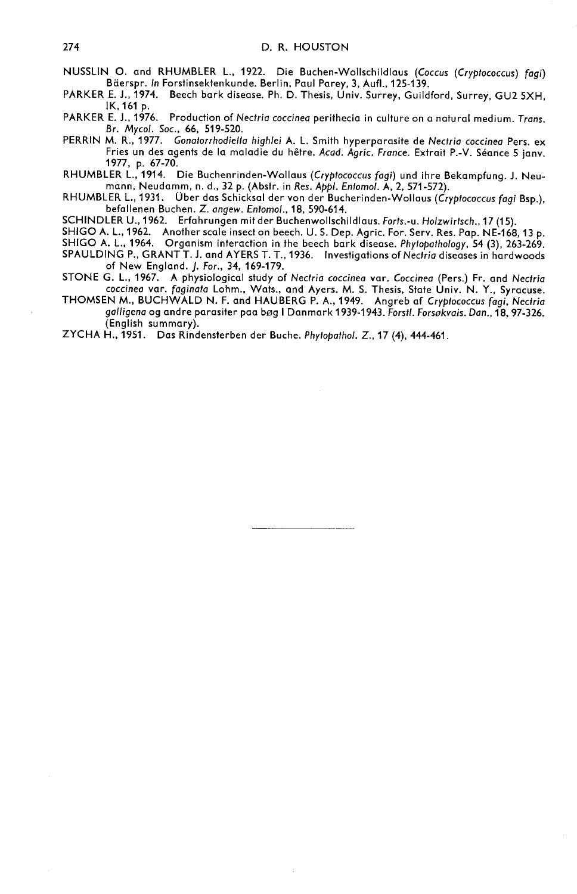NUSSLIN O. and RHUMBLER L., 1922. Die Buchen-Wollschildlaus (*Coccus* (*Cryptococcus*) *fagi*) Bäerspr. *In* Forstinsektenkunde. Berlin, Paul Parey, 3, Aufl., 125-139.

PARKER E. J., 1974. Beech bark disease. Ph. D. Thesis, Univ. Surrey, Guildford, Surrey, GU2 5XH, IK, 161 p.

PARKER E. J., 1976. Production of *Nectria coccinea* perithecia in culture on a natural medium. *Trans. Br. Mycol. Soc.*, 66, 519-520.

PERRIN M. R., 1977. *Gonatorrhodiella highlei* A. L. Smith hyperparasite de *Nectria coccinea* Pers. ex Fries un des agents de la maladie du hêtre. *Acad. Agric. France.* Extrait P.-V. Séance 5 janv. 1977, p. 67-70.

RHUMBLER L., 1914. Die Buchenrinden-Wollaus (*Cryptococcus fagi*) und ihre Bekampfung. J. Neumann, Neudamm, n. d., 32 p. (Abstr. in *Res. Appl. Entomol.* A, 2, 571-572).

RHUMBLER L., 1931. Über das Schicksal der von der Bucherinden-Wollaus (*Cryptococcus fagi* Bsp.), befallenen Buchen. *Z. angew. Entomol.*, 18, 590-614.

SCHINDLER U., 1962. Erfahrungen mit der Buchenwollschildlaus. *Forts.-u. Holzwirtsch.*, 17 (15).

SHIGO A. L., 1962. Another scale insect on beech. U. S. Dep. Agric. For. Serv. Res. Pap. NE-168, 13 p.

SHIGO A. L., 1964. Organism interaction in the beech bark disease. *Phytopathology*, 54 (3), 263-269.

SPAULDING P., GRANT T. J. and AYERS T. T., 1936. Investigations of *Nectria* diseases in hardwoods of New England. *J. For.*, 34, 169-179.

STONE G. L., 1967. A physiological study of *Nectria coccinea* var. *Coccinea* (Pers.) Fr. and *Nectria coccinea* var. *faginata* Lohm., Wats., and Ayers. M. S. Thesis, State Univ. N. Y., Syracuse.

THOMSEN M., BUCHWALD N. F. and HAUBERG P. A., 1949. Angreb af *Cryptococcus fagi*, *Nectria galligena* og andre parasiter paa bøg I Danmark 1939-1943. *Forstl. Forsøkvais. Dan.*, 18, 97-326. (English summary).

ZYCHA H., 1951. Das Rindensterben der Buche. *Phytopathol. Z.*, 17 (4), 444-461.